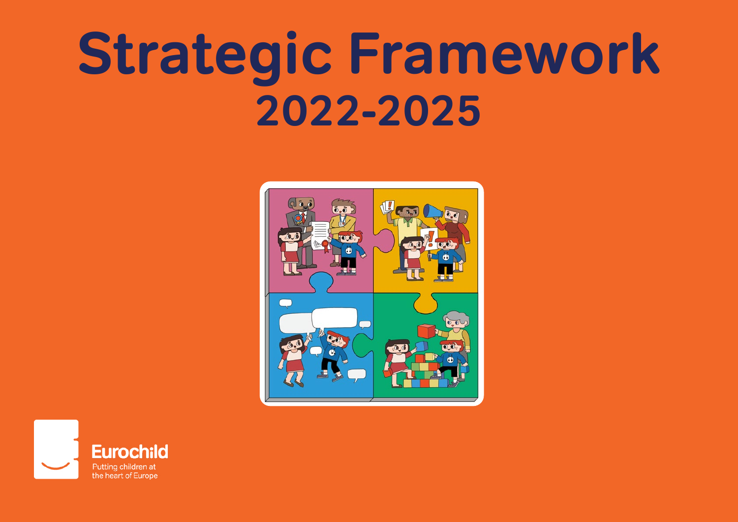# Strategic Framework
## 2022-2025

Eurochild
Putting children at the heart of Europe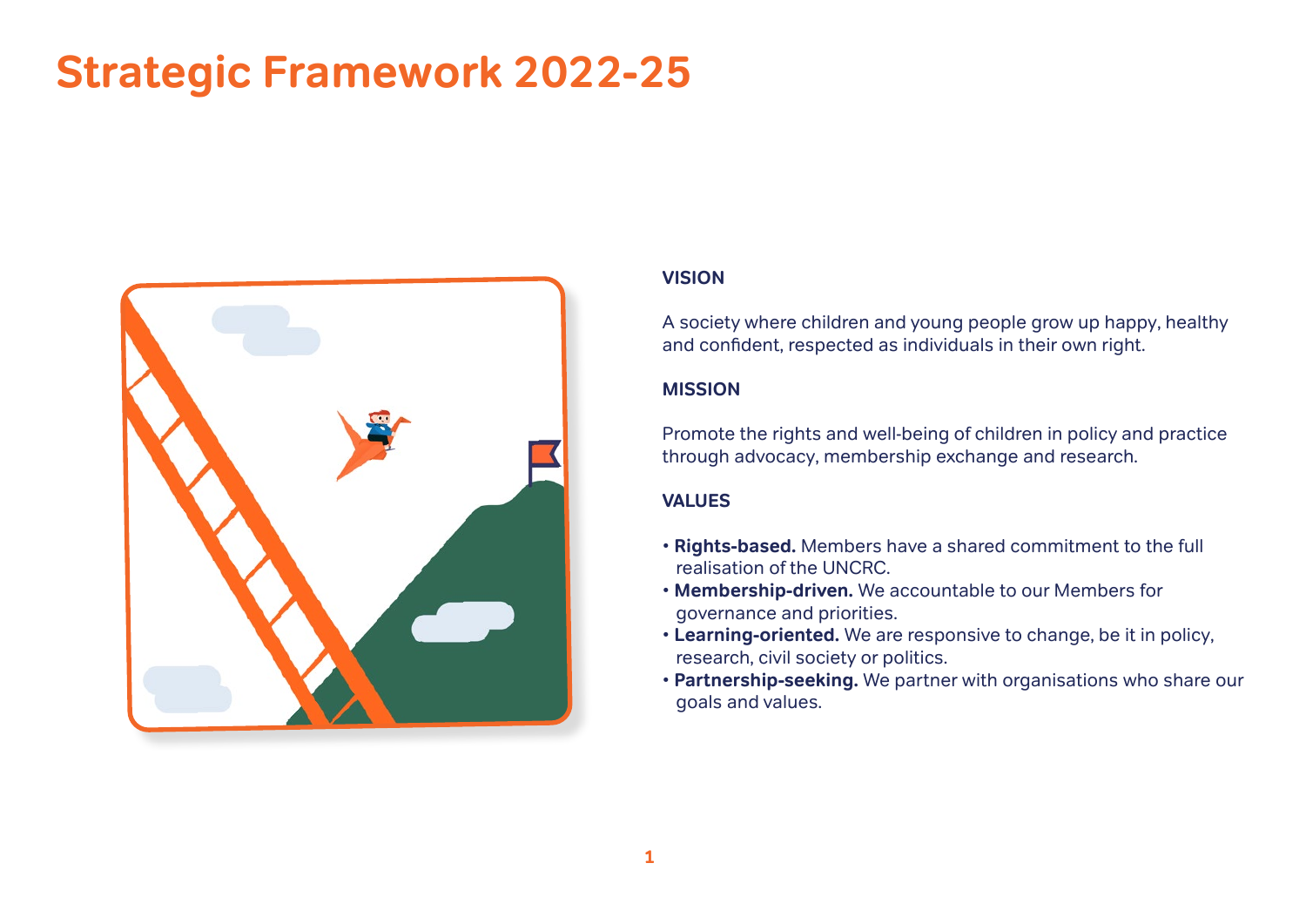# Strategic Framework 2022-25

## VISION

A society where children and young people grow up happy, healthy and confident, respected as individuals in their own right.

## MISSION

Promote the rights and well-being of children in policy and practice through advocacy, membership exchange and research.

## VALUES

- **Rights-based.** Members have a shared commitment to the full realisation of the UNCRC.
- **Membership-driven.** We accountable to our Members for governance and priorities.
- **Learning-oriented.** We are responsive to change, be it in policy, research, civil society or politics.
- **Partnership-seeking.** We partner with organisations who share our goals and values.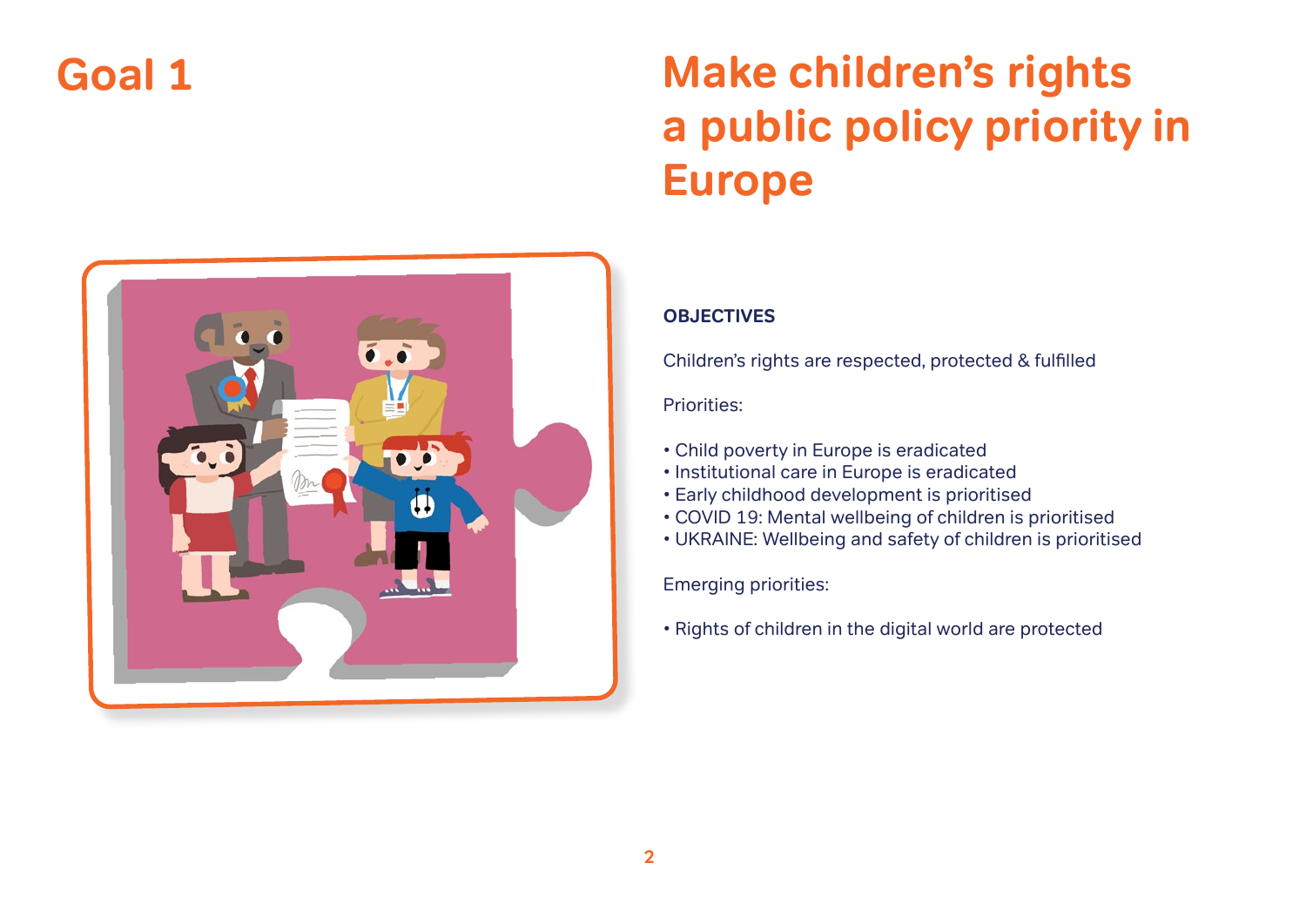# Goal 1

# Make children's rights a public policy priority in Europe

**OBJECTIVES**

Children's rights are respected, protected & fulfilled

Priorities:

- Child poverty in Europe is eradicated
- Institutional care in Europe is eradicated
- Early childhood development is prioritised
- COVID 19: Mental wellbeing of children is prioritised
- UKRAINE: Wellbeing and safety of children is prioritised

Emerging priorities:

- Rights of children in the digital world are protected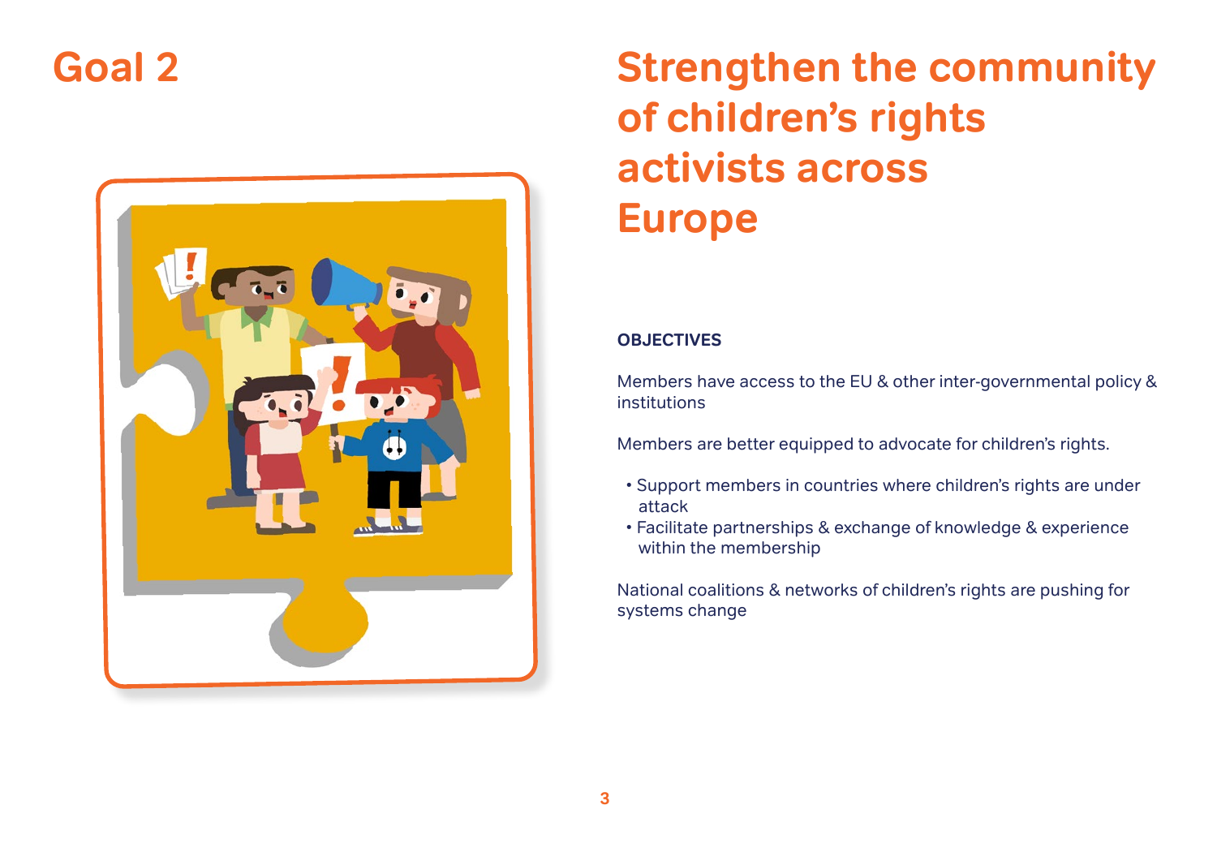# Goal 2

## Strengthen the community of children's rights activists across Europe

**OBJECTIVES**

Members have access to the EU & other inter-governmental policy & institutions

Members are better equipped to advocate for children's rights.

- Support members in countries where children's rights are under attack
- Facilitate partnerships & exchange of knowledge & experience within the membership

National coalitions & networks of children's rights are pushing for systems change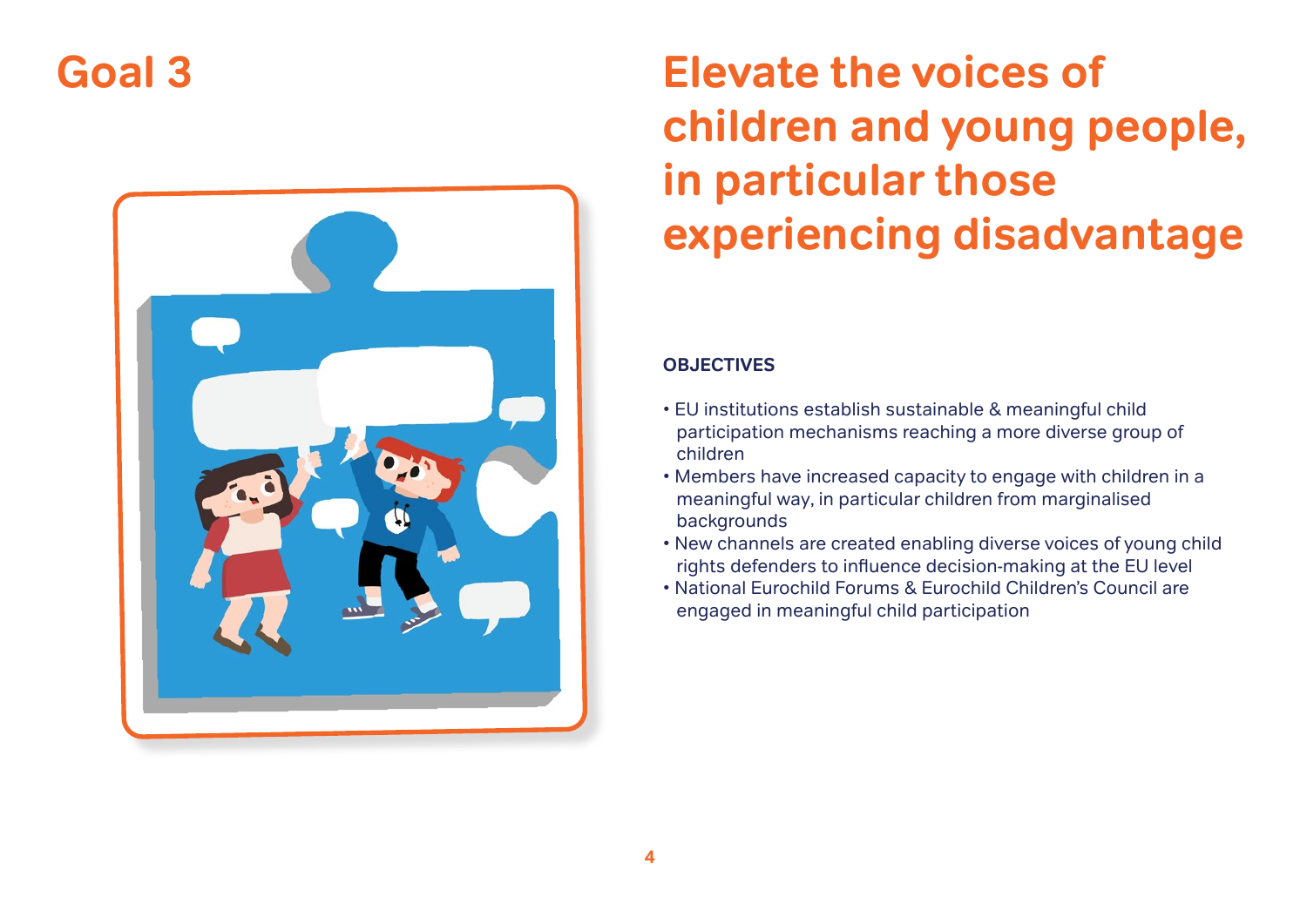# Goal 3

## Elevate the voices of children and young people, in particular those experiencing disadvantage

**OBJECTIVES**

- EU institutions establish sustainable & meaningful child participation mechanisms reaching a more diverse group of children
- Members have increased capacity to engage with children in a meaningful way, in particular children from marginalised backgrounds
- New channels are created enabling diverse voices of young child rights defenders to influence decision-making at the EU level
- National Eurochild Forums & Eurochild Children's Council are engaged in meaningful child participation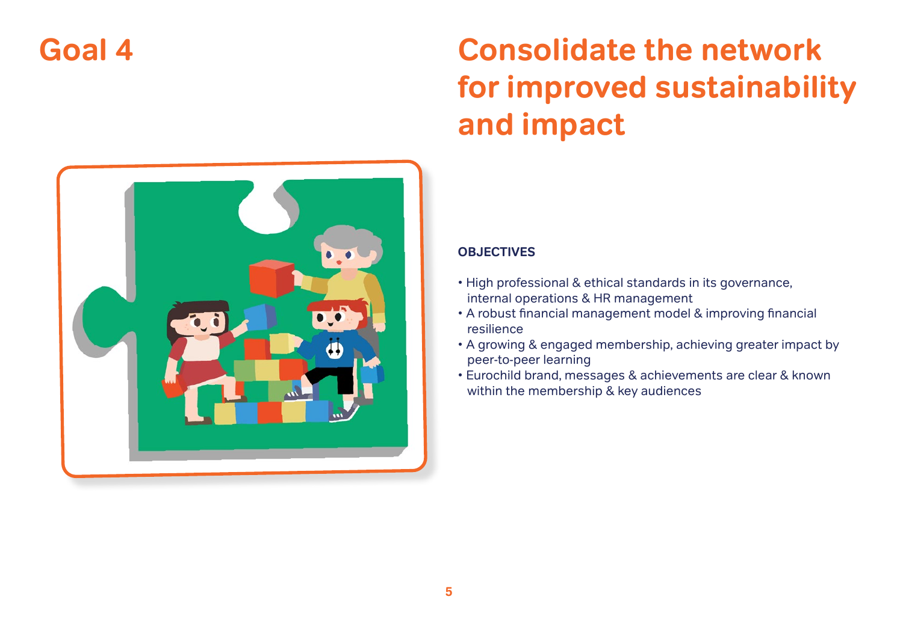# Goal 4

# Consolidate the network for improved sustainability and impact

### OBJECTIVES

- High professional & ethical standards in its governance, internal operations & HR management
- A robust financial management model & improving financial resilience
- A growing & engaged membership, achieving greater impact by peer-to-peer learning
- Eurochild brand, messages & achievements are clear & known within the membership & key audiences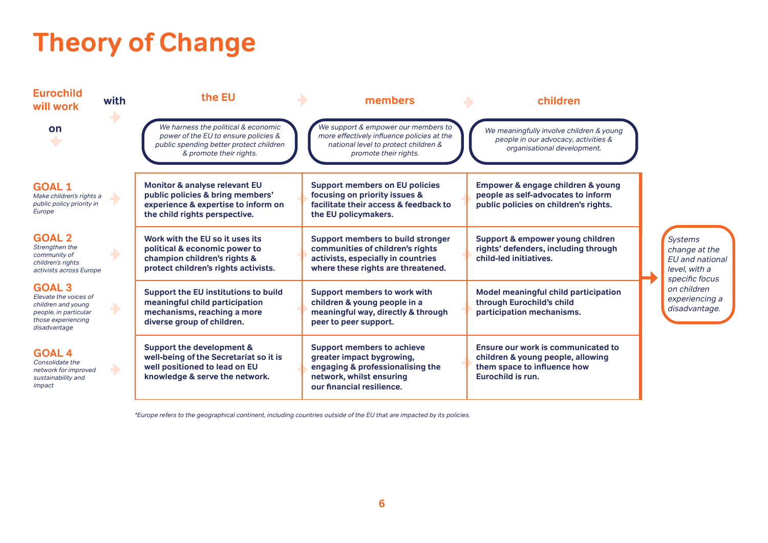# Theory of Change

| Eurochild will work on ↓ with → | the EU | members | children |
|---|---|---|---|
| | *We harness the political & economic power of the EU to ensure policies & public spending better protect children & promote their rights.* | *We support & empower our members to more effectively influence policies at the national level to protect children & promote their rights.* | *We meaningfully involve children & young people in our advocacy, activities & organisational development.* |
| **GOAL 1** *Make children's rights a public policy priority in Europe* | **Monitor & analyse relevant EU public policies & bring members' experience & expertise to inform on the child rights perspective.** | **Support members on EU policies focusing on priority issues & facilitate their access & feedback to the EU policymakers.** | **Empower & engage children & young people as self-advocates to inform public policies on children's rights.** |
| **GOAL 2** *Strengthen the community of children's rights activists across Europe* | **Work with the EU so it uses its political & economic power to champion children's rights & protect children's rights activists.** | **Support members to build stronger communities of children's rights activists, especially in countries where these rights are threatened.** | **Support & empower young children rights' defenders, including through child-led initiatives.** |
| **GOAL 3** *Elevate the voices of children and young people, in particular those experiencing disadvantage* | **Support the EU institutions to build meaningful child participation mechanisms, reaching a more diverse group of children.** | **Support members to work with children & young people in a meaningful way, directly & through peer to peer support.** | **Model meaningful child participation through Eurochild's child participation mechanisms.** |
| **GOAL 4** *Consolidate the network for improved sustainability and impact* | **Support the development & well-being of the Secretariat so it is well positioned to lead on EU knowledge & serve the network.** | **Support members to achieve greater impact bygrowing, engaging & professionalising the network, whilst ensuring our financial resilience.** | **Ensure our work is communicated to children & young people, allowing them space to influence how Eurochild is run.** |

→ *Systems change at the EU and national level, with a specific focus on children experiencing a disadvantage.*

*\*Europe refers to the geographical continent, including countries outside of the EU that are impacted by its policies.*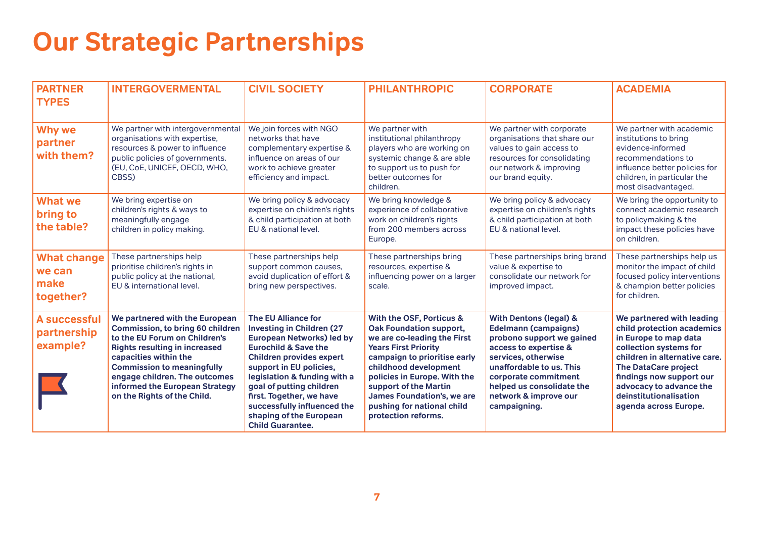# Our Strategic Partnerships

| PARTNER TYPES | INTERGOVERMENTAL | CIVIL SOCIETY | PHILANTHROPIC | CORPORATE | ACADEMIA |
|---|---|---|---|---|---|
| **Why we partner with them?** | We partner with intergovernmental organisations with expertise, resources & power to influence public policies of governments. (EU, CoE, UNICEF, OECD, WHO, CBSS) | We join forces with NGO networks that have complementary expertise & influence on areas of our work to achieve greater efficiency and impact. | We partner with institutional philanthropy players who are working on systemic change & are able to support us to push for better outcomes for children. | We partner with corporate organisations that share our values to gain access to resources for consolidating our network & improving our brand equity. | We partner with academic institutions to bring evidence-informed recommendations to influence better policies for children, in particular the most disadvantaged. |
| **What we bring to the table?** | We bring expertise on children's rights & ways to meaningfully engage children in policy making. | We bring policy & advocacy expertise on children's rights & child participation at both EU & national level. | We bring knowledge & experience of collaborative work on children's rights from 200 members across Europe. | We bring policy & advocacy expertise on children's rights & child participation at both EU & national level. | We bring the opportunity to connect academic research to policymaking & the impact these policies have on children. |
| **What change we can make together?** | These partnerships help prioritise children's rights in public policy at the national, EU & international level. | These partnerships help support common causes, avoid duplication of effort & bring new perspectives. | These partnerships bring resources, expertise & influencing power on a larger scale. | These partnerships bring brand value & expertise to consolidate our network for improved impact. | These partnerships help us monitor the impact of child focused policy interventions & champion better policies for children. |
| **A successful partnership example?** | **We partnered with the European Commission, to bring 60 children to the EU Forum on Children's Rights resulting in increased capacities within the Commission to meaningfully engage children. The outcomes informed the European Strategy on the Rights of the Child.** | **The EU Alliance for Investing in Children (27 European Networks) led by Eurochild & Save the Children provides expert support in EU policies, legislation & funding with a goal of putting children first. Together, we have successfully influenced the shaping of the European Child Guarantee.** | **With the OSF, Porticus & Oak Foundation support, we are co-leading the First Years First Priority campaign to prioritise early childhood development policies in Europe. With the support of the Martin James Foundation's, we are pushing for national child protection reforms.** | **With Dentons (legal) & Edelmann (campaigns) probono support we gained access to expertise & services, otherwise unaffordable to us. This corporate commitment helped us consolidate the network & improve our campaigning.** | **We partnered with leading child protection academics in Europe to map data collection systems for children in alternative care. The DataCare project findings now support our advocacy to advance the deinstitutionalisation agenda across Europe.** |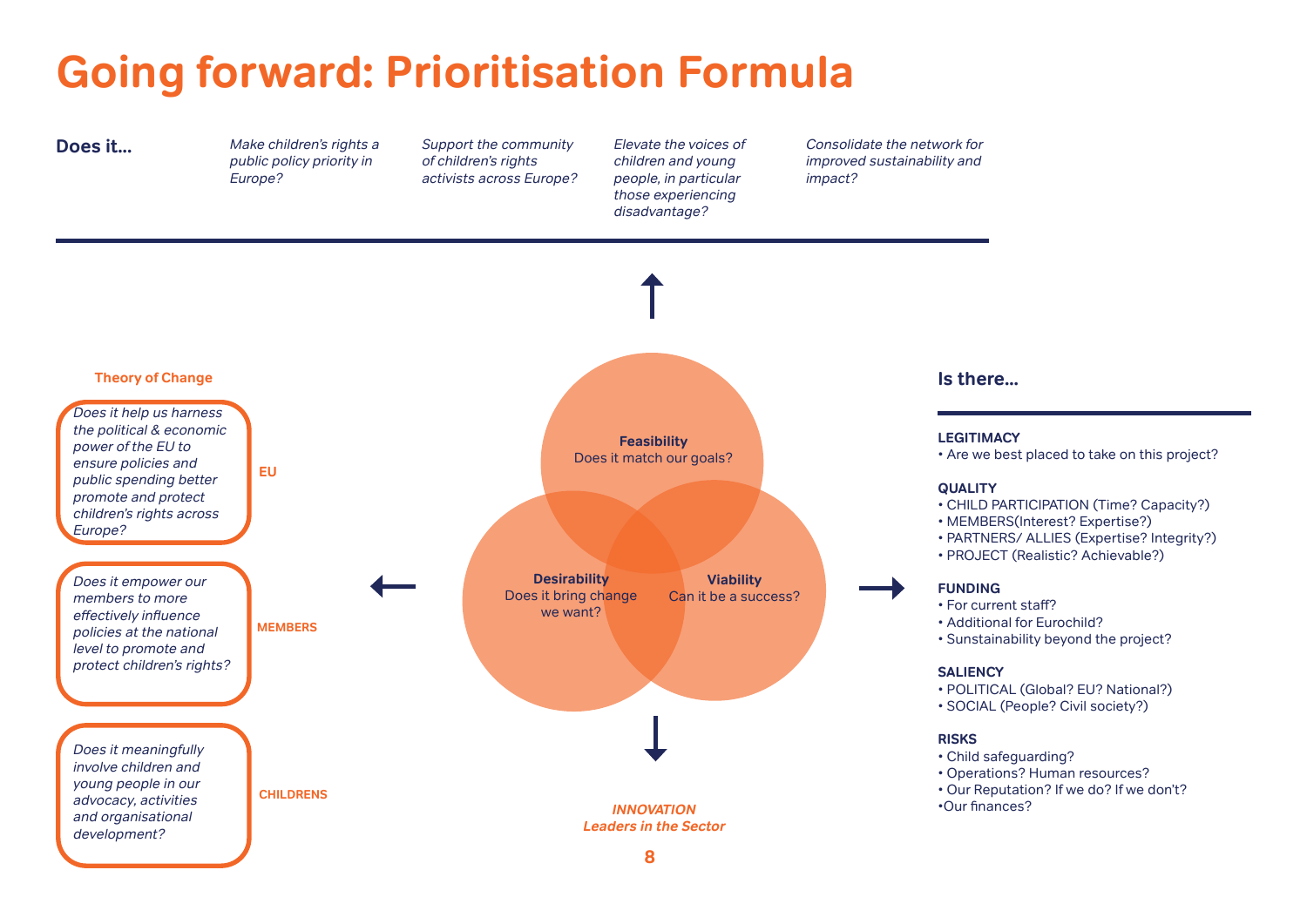# Going forward: Prioritisation Formula

**Does it...**

- *Make children's rights a public policy priority in Europe?*
- *Support the community of children's rights activists across Europe?*
- *Elevate the voices of children and young people, in particular those experiencing disadvantage?*
- *Consolidate the network for improved sustainability and impact?*

**Feasibility**
Does it match our goals?

**Desirability**
Does it bring change we want?

**Viability**
Can it be a success?

*INNOVATION*
*Leaders in the Sector*

### Theory of Change

**EU**
*Does it help us harness the political & economic power of the EU to ensure policies and public spending better promote and protect children's rights across Europe?*

**MEMBERS**
*Does it empower our members to more effectively influence policies at the national level to promote and protect children's rights?*

**CHILDRENS**
*Does it meaningfully involve children and young people in our advocacy, activities and organisational development?*

### Is there...

**LEGITIMACY**
- Are we best placed to take on this project?

**QUALITY**
- CHILD PARTICIPATION (Time? Capacity?)
- MEMBERS(Interest? Expertise?)
- PARTNERS/ ALLIES (Expertise? Integrity?)
- PROJECT (Realistic? Achievable?)

**FUNDING**
- For current staff?
- Additional for Eurochild?
- Sustainability beyond the project?

**SALIENCY**
- POLITICAL (Global? EU? National?)
- SOCIAL (People? Civil society?)

**RISKS**
- Child safeguarding?
- Operations? Human resources?
- Our Reputation? If we do? If we don't?
- Our finances?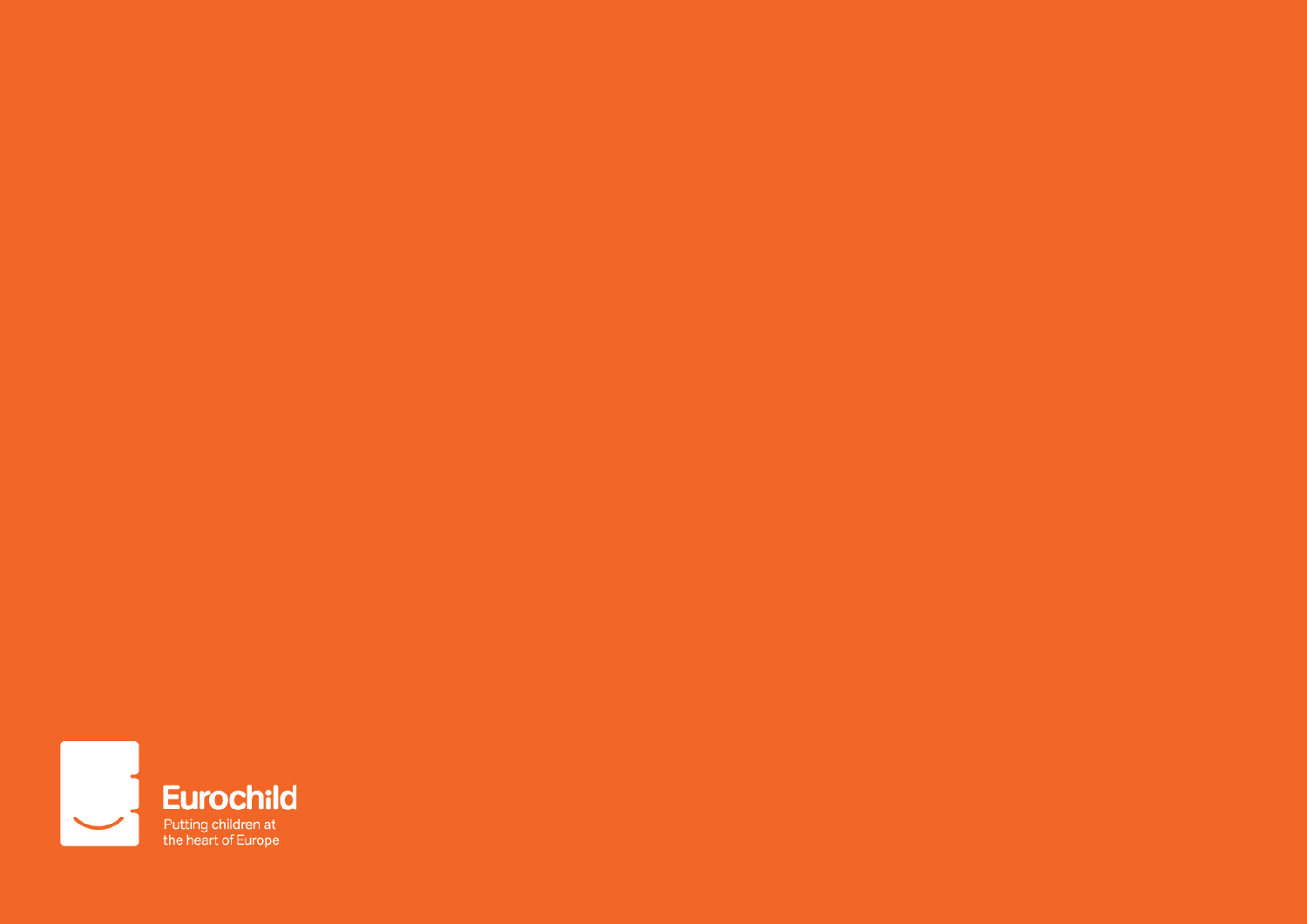Eurochild

Putting children at
the heart of Europe